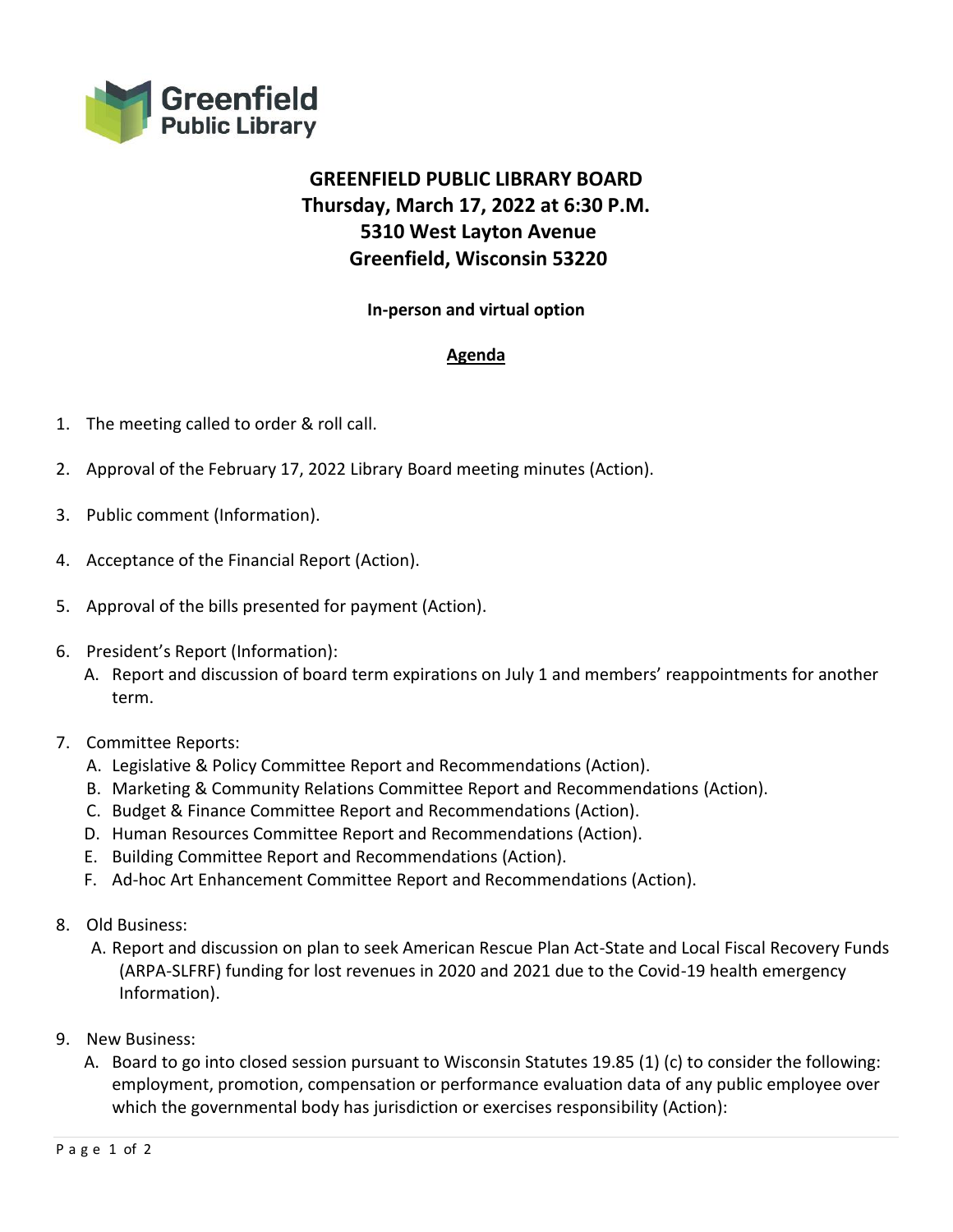Greenfield Public Library

# GREENFIELD PUBLIC LIBRARY BOARD
## Thursday, March 17, 2022 at 6:30 P.M.
## 5310 West Layton Avenue
## Greenfield, Wisconsin 53220

**In-person and virtual option**

**Agenda**

1. The meeting called to order & roll call.

2. Approval of the February 17, 2022 Library Board meeting minutes (Action).

3. Public comment (Information).

4. Acceptance of the Financial Report (Action).

5. Approval of the bills presented for payment (Action).

6. President's Report (Information):
   A. Report and discussion of board term expirations on July 1 and members' reappointments for another term.

7. Committee Reports:
   A. Legislative & Policy Committee Report and Recommendations (Action).
   B. Marketing & Community Relations Committee Report and Recommendations (Action).
   C. Budget & Finance Committee Report and Recommendations (Action).
   D. Human Resources Committee Report and Recommendations (Action).
   E. Building Committee Report and Recommendations (Action).
   F. Ad-hoc Art Enhancement Committee Report and Recommendations (Action).

8. Old Business:
   A. Report and discussion on plan to seek American Rescue Plan Act-State and Local Fiscal Recovery Funds (ARPA-SLFRF) funding for lost revenues in 2020 and 2021 due to the Covid-19 health emergency Information).

9. New Business:
   A. Board to go into closed session pursuant to Wisconsin Statutes 19.85 (1) (c) to consider the following: employment, promotion, compensation or performance evaluation data of any public employee over which the governmental body has jurisdiction or exercises responsibility (Action):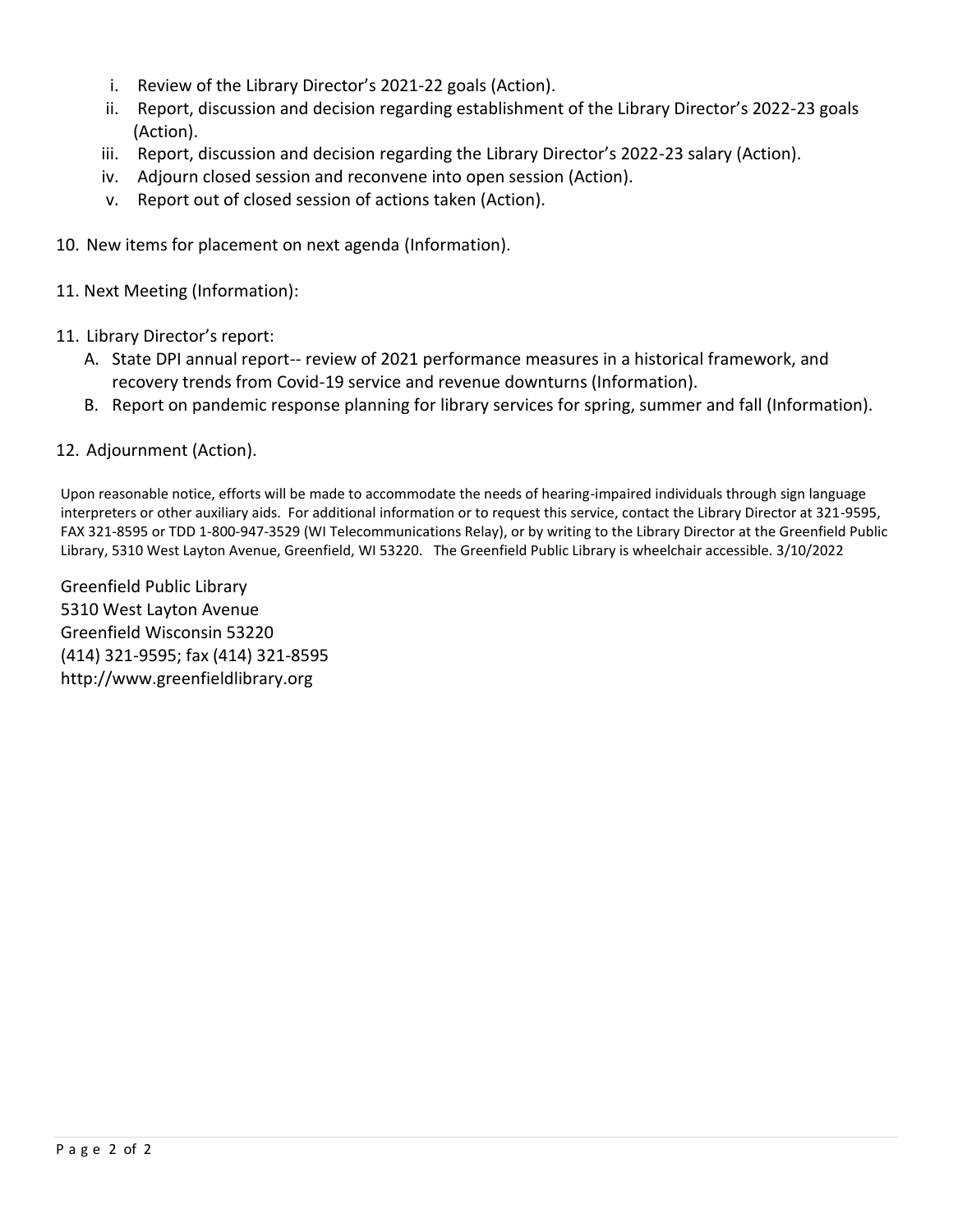i. Review of the Library Director's 2021-22 goals (Action).
ii. Report, discussion and decision regarding establishment of the Library Director's 2022-23 goals (Action).
iii. Report, discussion and decision regarding the Library Director's 2022-23 salary (Action).
iv. Adjourn closed session and reconvene into open session (Action).
v. Report out of closed session of actions taken (Action).

10. New items for placement on next agenda (Information).

11. Next Meeting (Information):

11. Library Director's report:
    A. State DPI annual report-- review of 2021 performance measures in a historical framework, and recovery trends from Covid-19 service and revenue downturns (Information).
    B. Report on pandemic response planning for library services for spring, summer and fall (Information).

12. Adjournment (Action).

Upon reasonable notice, efforts will be made to accommodate the needs of hearing-impaired individuals through sign language interpreters or other auxiliary aids. For additional information or to request this service, contact the Library Director at 321-9595, FAX 321-8595 or TDD 1-800-947-3529 (WI Telecommunications Relay), or by writing to the Library Director at the Greenfield Public Library, 5310 West Layton Avenue, Greenfield, WI 53220. The Greenfield Public Library is wheelchair accessible. 3/10/2022

Greenfield Public Library
5310 West Layton Avenue
Greenfield Wisconsin 53220
(414) 321-9595; fax (414) 321-8595
http://www.greenfieldlibrary.org